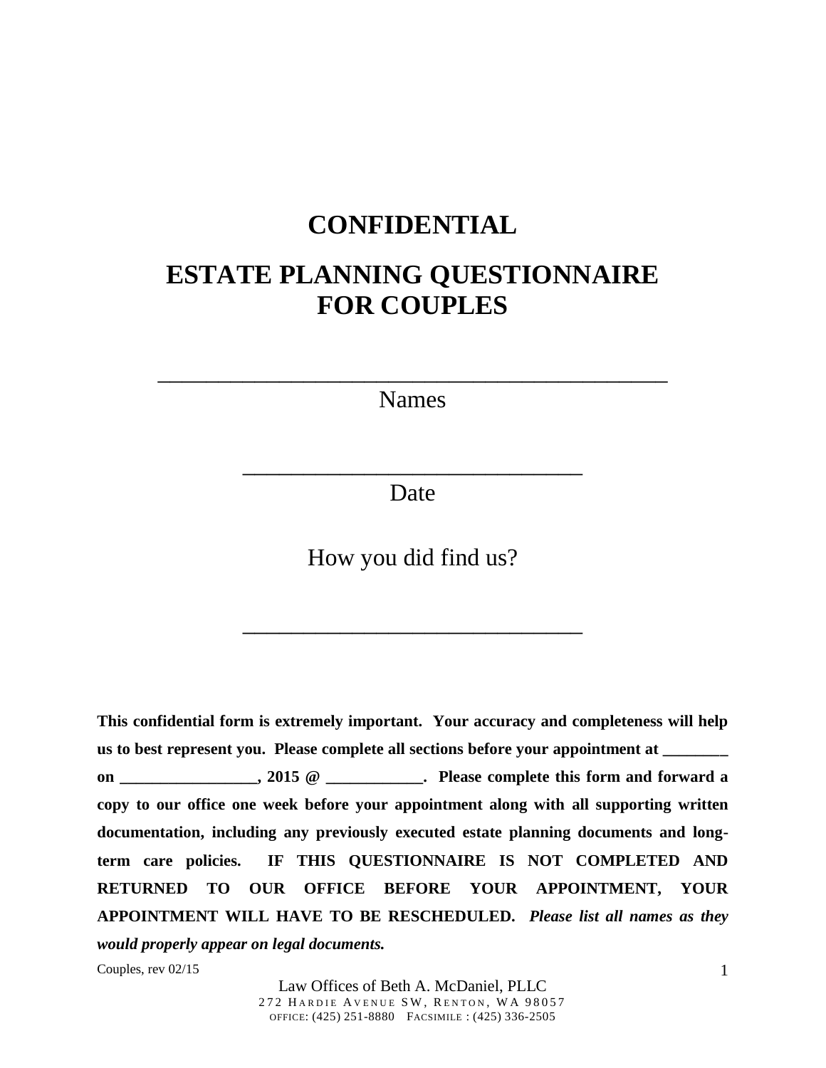# CONFIDENTIAL

# ESTATE PLANNING QUESTIONNAIRE FOR COUPLES

______________________________________________

Names

______________________________

Date

How you did find us?

______________________________

**This confidential form is extremely important. Your accuracy and completeness will help us to best represent you. Please complete all sections before your appointment at ________ on _________________, 2015 @ ____________. Please complete this form and forward a copy to our office one week before your appointment along with all supporting written documentation, including any previously executed estate planning documents and long-term care policies. IF THIS QUESTIONNAIRE IS NOT COMPLETED AND RETURNED TO OUR OFFICE BEFORE YOUR APPOINTMENT, YOUR APPOINTMENT WILL HAVE TO BE RESCHEDULED.** ***Please list all names as they would properly appear on legal documents.***

Couples, rev 02/15

Law Offices of Beth A. McDaniel, PLLC
272 Hardie Avenue SW, Renton, WA 98057
Office: (425) 251-8880 Facsimile : (425) 336-2505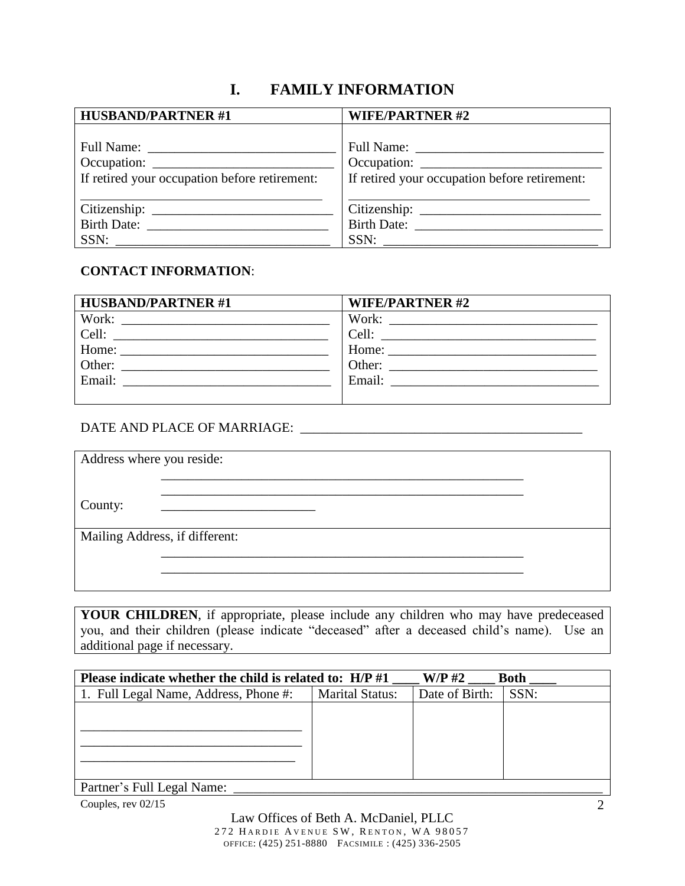# I. FAMILY INFORMATION

| HUSBAND/PARTNER #1 | WIFE/PARTNER #2 |
|---|---|
| Full Name: ___________________________ | Full Name: ___________________________ |
| Occupation: __________________________ | Occupation: __________________________ |
| If retired your occupation before retirement: ___________________________ | If retired your occupation before retirement: ___________________________ |
| Citizenship: __________________________ | Citizenship: __________________________ |
| Birth Date: __________________________ | Birth Date: __________________________ |
| SSN: ______________________________ | SSN: ______________________________ |

**CONTACT INFORMATION**:

| HUSBAND/PARTNER #1 | WIFE/PARTNER #2 |
|---|---|
| Work: ______________________________ | Work: ______________________________ |
| Cell: ______________________________ | Cell: ______________________________ |
| Home: ______________________________ | Home: ______________________________ |
| Other: ______________________________ | Other: ______________________________ |
| Email: ______________________________ | Email: ______________________________ |

DATE AND PLACE OF MARRIAGE: ________________________________________

| Address where you reside: ______________________________________________________ ______________________________________________________ County: ________________________ |
|---|
| Mailing Address, if different: ______________________________________________________ ______________________________________________________ |

**YOUR CHILDREN**, if appropriate, please include any children who may have predeceased you, and their children (please indicate "deceased" after a deceased child's name). Use an additional page if necessary.

| **Please indicate whether the child is related to: H/P #1 ____ W/P #2 ____ Both ____** | | | |
|---|---|---|---|
| 1. Full Legal Name, Address, Phone #: | Marital Status: | Date of Birth: | SSN: |
| _________________________________ _________________________________ _________________________________ | | | |
| Partner's Full Legal Name: ______________________________________________________ | | | |

Couples, rev 02/15

Law Offices of Beth A. McDaniel, PLLC
272 Hardie Avenue SW, Renton, WA 98057
Office: (425) 251-8880 Facsimile : (425) 336-2505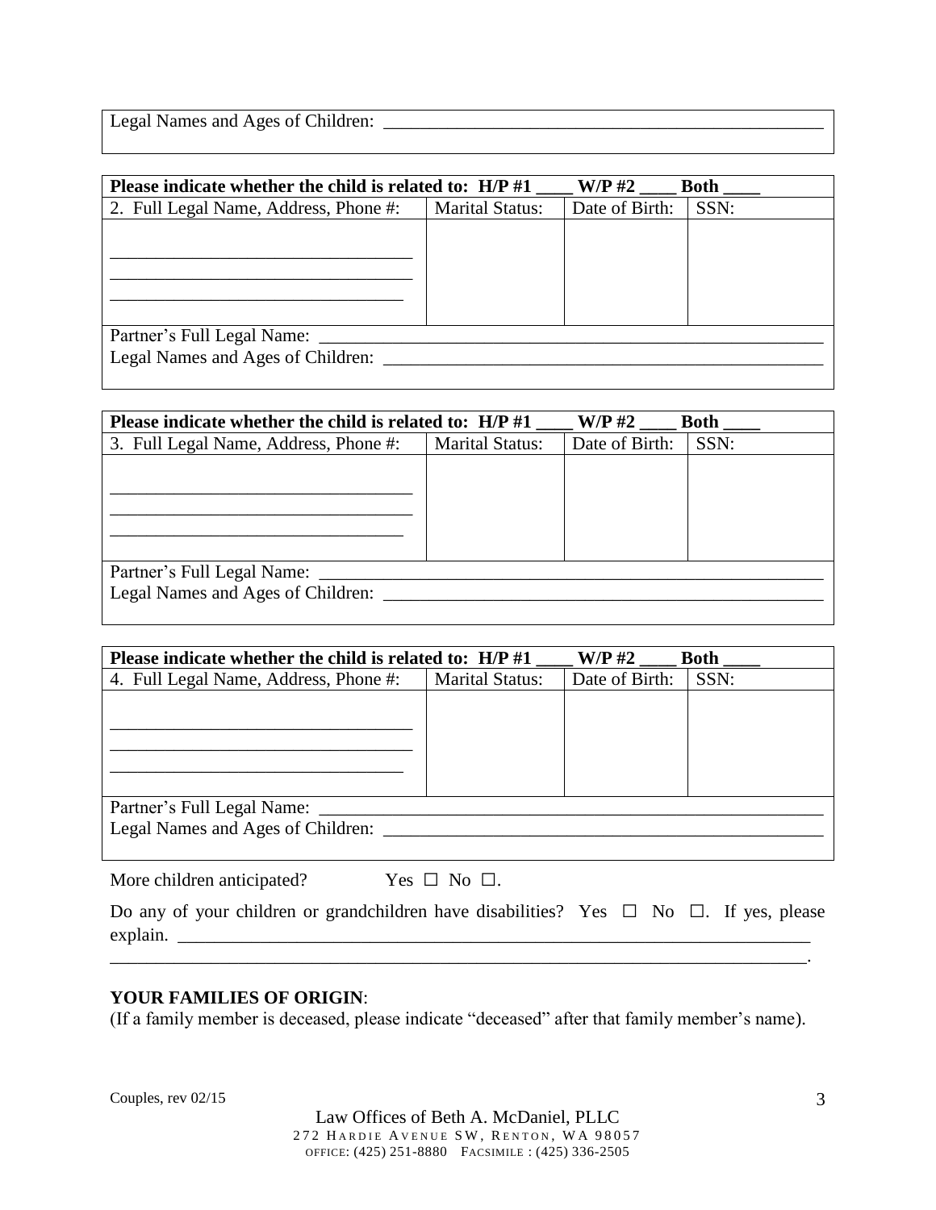Legal Names and Ages of Children: ___________________________________________________

| Please indicate whether the child is related to: H/P #1 ____ W/P #2 ____ Both ____ | | | |
|---|---|---|---|
| 2. Full Legal Name, Address, Phone #: | Marital Status: | Date of Birth: | SSN: |
| ________________________________<br>________________________________<br>________________________________ | | | |
| Partner's Full Legal Name: ___________________________________________________ | | | |
| Legal Names and Ages of Children: ___________________________________________________ | | | |

| Please indicate whether the child is related to: H/P #1 ____ W/P #2 ____ Both ____ | | | |
|---|---|---|---|
| 3. Full Legal Name, Address, Phone #: | Marital Status: | Date of Birth: | SSN: |
| ________________________________<br>________________________________<br>________________________________ | | | |
| Partner's Full Legal Name: ___________________________________________________ | | | |
| Legal Names and Ages of Children: ___________________________________________________ | | | |

| Please indicate whether the child is related to: H/P #1 ____ W/P #2 ____ Both ____ | | | |
|---|---|---|---|
| 4. Full Legal Name, Address, Phone #: | Marital Status: | Date of Birth: | SSN: |
| ________________________________<br>________________________________<br>________________________________ | | | |
| Partner's Full Legal Name: ___________________________________________________ | | | |
| Legal Names and Ages of Children: ___________________________________________________ | | | |

More children anticipated? Yes ☐ No ☐.

Do any of your children or grandchildren have disabilities? Yes ☐ No ☐. If yes, please explain. _______________________________________________________________________
_______________________________________________________________________________.

**YOUR FAMILIES OF ORIGIN**:

(If a family member is deceased, please indicate "deceased" after that family member's name).

Couples, rev 02/15

Law Offices of Beth A. McDaniel, PLLC
272 Hardie Avenue SW, Renton, WA 98057
Office: (425) 251-8880 Facsimile : (425) 336-2505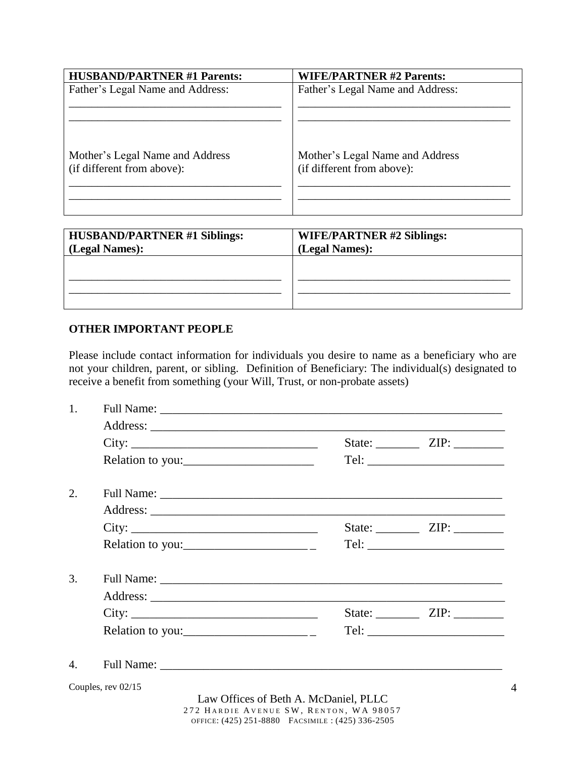| HUSBAND/PARTNER #1 Parents: | WIFE/PARTNER #2 Parents: |
|---|---|
| Father's Legal Name and Address:<br>_____________________________________<br>_____________________________________ | Father's Legal Name and Address:<br>_____________________________________<br>_____________________________________ |
| Mother's Legal Name and Address<br>(if different from above):<br>_____________________________________<br>_____________________________________ | Mother's Legal Name and Address<br>(if different from above):<br>_____________________________________<br>_____________________________________ |

| HUSBAND/PARTNER #1 Siblings:<br>(Legal Names): | WIFE/PARTNER #2 Siblings:<br>(Legal Names): |
|---|---|
| _____________________________________<br>_____________________________________ | _____________________________________<br>_____________________________________ |

**OTHER IMPORTANT PEOPLE**

Please include contact information for individuals you desire to name as a beneficiary who are not your children, parent, or sibling. Definition of Beneficiary: The individual(s) designated to receive a benefit from something (your Will, Trust, or non-probate assets)

1. Full Name: ____________________________________________________________
   Address: _____________________________________________________________
   City: _______________________________ State: _______ ZIP: ________
   Relation to you:_____________________ Tel: _______________________

2. Full Name: ____________________________________________________________
   Address: _____________________________________________________________
   City: _______________________________ State: _______ ZIP: ________
   Relation to you:_____________________ _ Tel: _______________________

3. Full Name: ____________________________________________________________
   Address: _____________________________________________________________
   City: _______________________________ State: _______ ZIP: ________
   Relation to you:_____________________ _ Tel: _______________________

4. Full Name: ____________________________________________________________

Couples, rev 02/15

Law Offices of Beth A. McDaniel, PLLC
272 Hardie Avenue SW, Renton, WA 98057
Office: (425) 251-8880 Facsimile : (425) 336-2505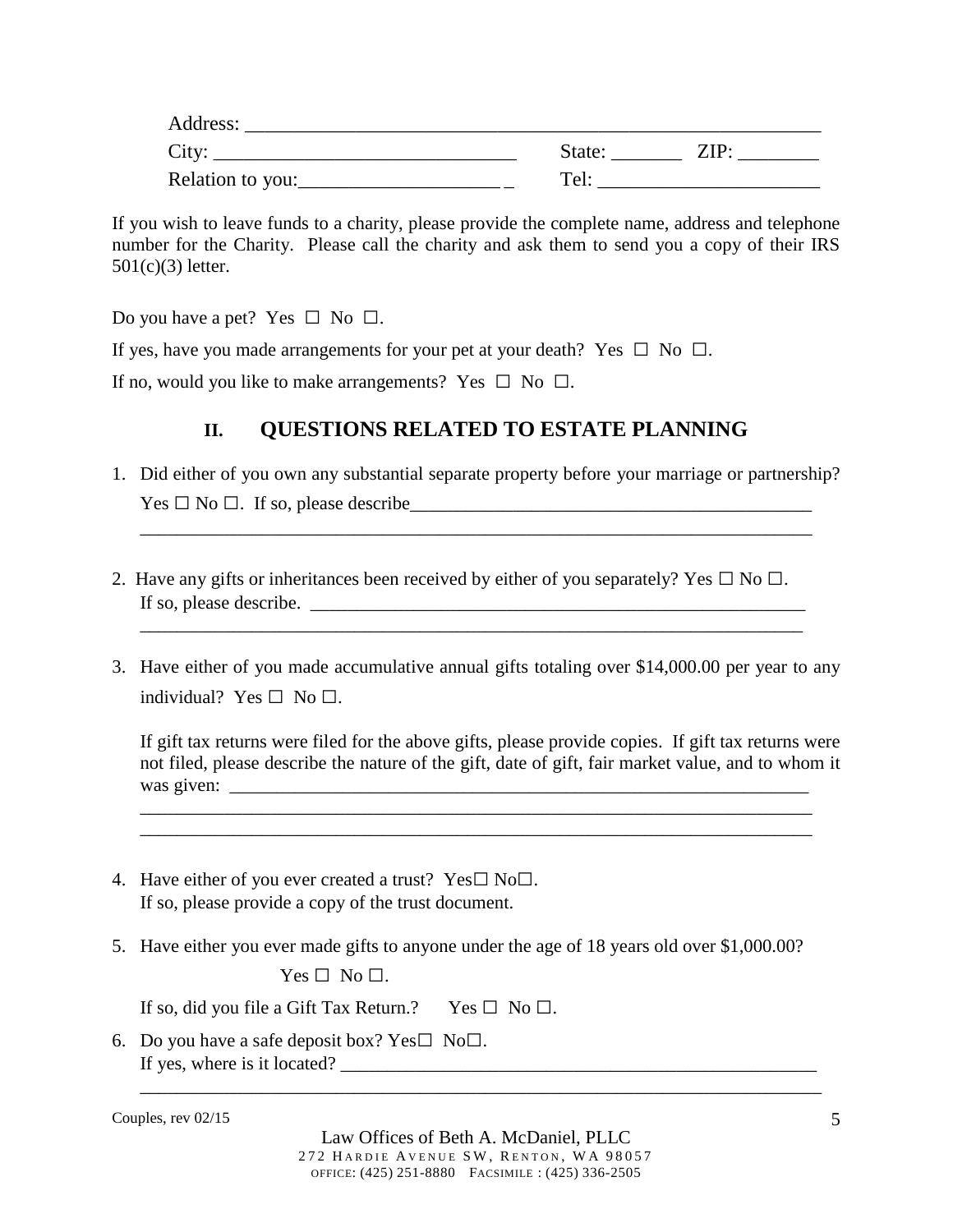Address: ____________________________________________________________

City: ______________________________ State: _______ ZIP: ________

Relation to you:____________________ _ Tel: ______________________

If you wish to leave funds to a charity, please provide the complete name, address and telephone number for the Charity. Please call the charity and ask them to send you a copy of their IRS 501(c)(3) letter.

Do you have a pet? Yes ☐ No ☐.

If yes, have you made arrangements for your pet at your death? Yes ☐ No ☐.

If no, would you like to make arrangements? Yes ☐ No ☐.

## II. QUESTIONS RELATED TO ESTATE PLANNING

1. Did either of you own any substantial separate property before your marriage or partnership? Yes ☐ No ☐. If so, please describe____________________________________________
_________________________________________________________________________

2. Have any gifts or inheritances been received by either of you separately? Yes ☐ No ☐. If so, please describe. ________________________________________________________
_________________________________________________________________________

3. Have either of you made accumulative annual gifts totaling over $14,000.00 per year to any individual? Yes ☐ No ☐.

   If gift tax returns were filed for the above gifts, please provide copies. If gift tax returns were not filed, please describe the nature of the gift, date of gift, fair market value, and to whom it was given: ______________________________________________________________
   _________________________________________________________________________
   _________________________________________________________________________

4. Have either of you ever created a trust? Yes☐ No☐.
   If so, please provide a copy of the trust document.

5. Have either you ever made gifts to anyone under the age of 18 years old over $1,000.00?

   Yes ☐ No ☐.

   If so, did you file a Gift Tax Return.? Yes ☐ No ☐.

6. Do you have a safe deposit box? Yes☐ No☐.
   If yes, where is it located? ____________________________________________________
   _________________________________________________________________________

Couples, rev 02/15

Law Offices of Beth A. McDaniel, PLLC
272 Hardie Avenue SW, Renton, WA 98057
Office: (425) 251-8880 Facsimile : (425) 336-2505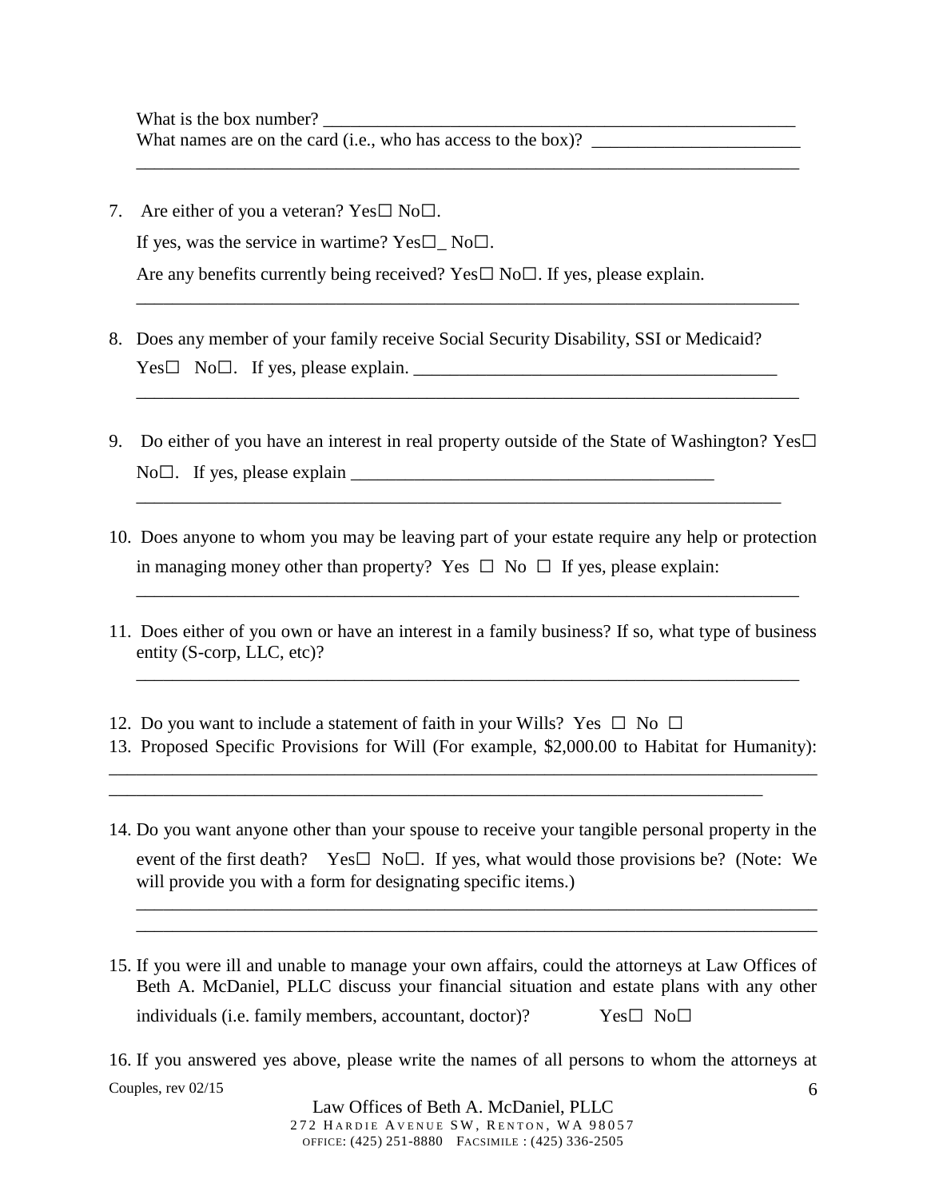What is the box number? ______________________________________________________
What names are on the card (i.e., who has access to the box)? _______________________
__________________________________________________________________________

7. Are either of you a veteran? Yes☐ No☐.

   If yes, was the service in wartime? Yes☐_ No☐.

   Are any benefits currently being received? Yes☐ No☐. If yes, please explain.

   __________________________________________________________________________

8. Does any member of your family receive Social Security Disability, SSI or Medicaid? Yes☐ No☐. If yes, please explain. ________________________________________

   __________________________________________________________________________

9. Do either of you have an interest in real property outside of the State of Washington? Yes☐ No☐. If yes, please explain ________________________________________

   __________________________________________________________________________

10. Does anyone to whom you may be leaving part of your estate require any help or protection in managing money other than property? Yes ☐ No ☐ If yes, please explain:

    __________________________________________________________________________

11. Does either of you own or have an interest in a family business? If so, what type of business entity (S-corp, LLC, etc)?

    __________________________________________________________________________

12. Do you want to include a statement of faith in your Wills? Yes ☐ No ☐
13. Proposed Specific Provisions for Will (For example, $2,000.00 to Habitat for Humanity):

__________________________________________________________________________
__________________________________________________________________________

14. Do you want anyone other than your spouse to receive your tangible personal property in the event of the first death? Yes☐ No☐. If yes, what would those provisions be? (Note: We will provide you with a form for designating specific items.)

    __________________________________________________________________________
    __________________________________________________________________________

15. If you were ill and unable to manage your own affairs, could the attorneys at Law Offices of Beth A. McDaniel, PLLC discuss your financial situation and estate plans with any other individuals (i.e. family members, accountant, doctor)? Yes☐ No☐

16. If you answered yes above, please write the names of all persons to whom the attorneys at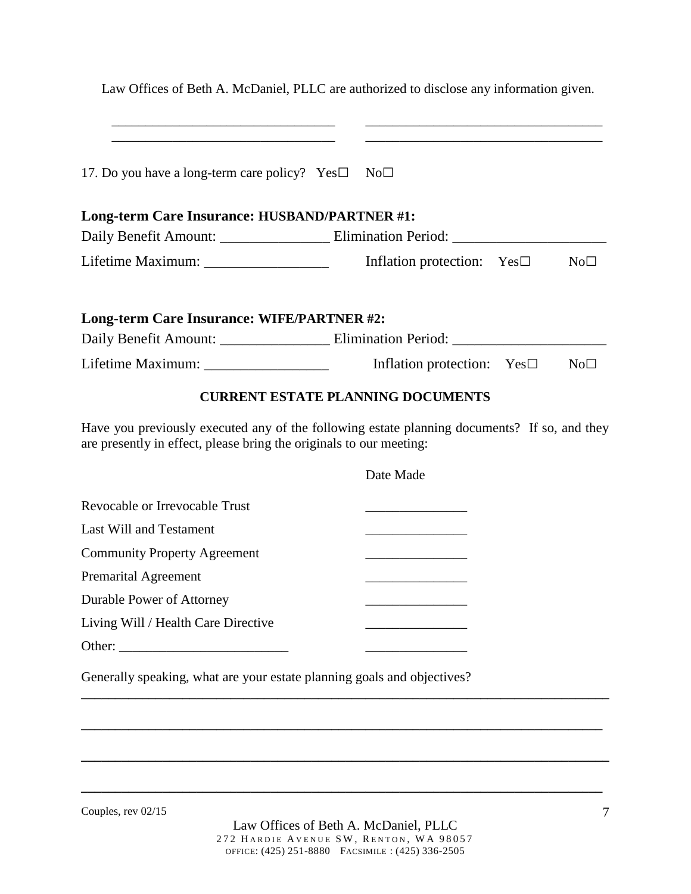Law Offices of Beth A. McDaniel, PLLC are authorized to disclose any information given.

________________________________ ________________________________
________________________________ ________________________________

17. Do you have a long-term care policy? Yes☐ No☐

**Long-term Care Insurance: HUSBAND/PARTNER #1:**

Daily Benefit Amount: _______________ Elimination Period: _____________________

Lifetime Maximum: _________________ Inflation protection: Yes☐ No☐

**Long-term Care Insurance: WIFE/PARTNER #2:**

Daily Benefit Amount: _______________ Elimination Period: _____________________

Lifetime Maximum: _________________ Inflation protection: Yes☐ No☐

**CURRENT ESTATE PLANNING DOCUMENTS**

Have you previously executed any of the following estate planning documents? If so, and they are presently in effect, please bring the originals to our meeting:

| | Date Made |
|---|---|
| Revocable or Irrevocable Trust | _______________ |
| Last Will and Testament | _______________ |
| Community Property Agreement | _______________ |
| Premarital Agreement | _______________ |
| Durable Power of Attorney | _______________ |
| Living Will / Health Care Directive | _______________ |
| Other: _________________________ | _______________ |

Generally speaking, what are your estate planning goals and objectives?

______________________________________________________________________________

______________________________________________________________________________

______________________________________________________________________________

______________________________________________________________________________

Couples, rev 02/15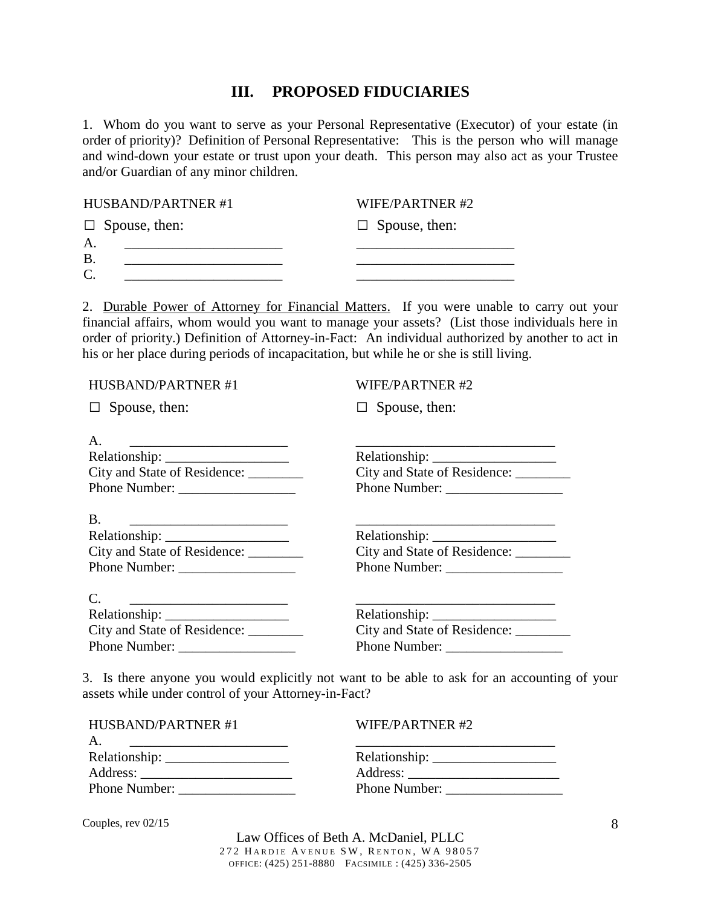## III. PROPOSED FIDUCIARIES

1. Whom do you want to serve as your Personal Representative (Executor) of your estate (in order of priority)? Definition of Personal Representative: This is the person who will manage and wind-down your estate or trust upon your death. This person may also act as your Trustee and/or Guardian of any minor children.

| | HUSBAND/PARTNER #1 | WIFE/PARTNER #2 |
|---|---|---|
| | ☐ Spouse, then: | ☐ Spouse, then: |
| A. | ______________________ | ______________________ |
| B. | ______________________ | ______________________ |
| C. | ______________________ | ______________________ |

2. <u>Durable Power of Attorney for Financial Matters.</u> If you were unable to carry out your financial affairs, whom would you want to manage your assets? (List those individuals here in order of priority.) Definition of Attorney-in-Fact: An individual authorized by another to act in his or her place during periods of incapacitation, but while he or she is still living.

| HUSBAND/PARTNER #1 | WIFE/PARTNER #2 |
|---|---|
| ☐ Spouse, then: | ☐ Spouse, then: |
| A. ______________________ | ______________________ |
| Relationship: ________________ | Relationship: ________________ |
| City and State of Residence: ________ | City and State of Residence: ________ |
| Phone Number: _______________ | Phone Number: _______________ |
| B. ______________________ | ______________________ |
| Relationship: ________________ | Relationship: ________________ |
| City and State of Residence: ________ | City and State of Residence: ________ |
| Phone Number: _______________ | Phone Number: _______________ |
| C. ______________________ | ______________________ |
| Relationship: ________________ | Relationship: ________________ |
| City and State of Residence: ________ | City and State of Residence: ________ |
| Phone Number: _______________ | Phone Number: _______________ |

3. Is there anyone you would explicitly not want to be able to ask for an accounting of your assets while under control of your Attorney-in-Fact?

| HUSBAND/PARTNER #1 | WIFE/PARTNER #2 |
|---|---|
| A. ______________________ | ______________________ |
| Relationship: ________________ | Relationship: ________________ |
| Address: ____________________ | Address: ____________________ |
| Phone Number: _______________ | Phone Number: _______________ |

Couples, rev 02/15

Law Offices of Beth A. McDaniel, PLLC
272 Hardie Avenue SW, Renton, WA 98057
Office: (425) 251-8880 Facsimile : (425) 336-2505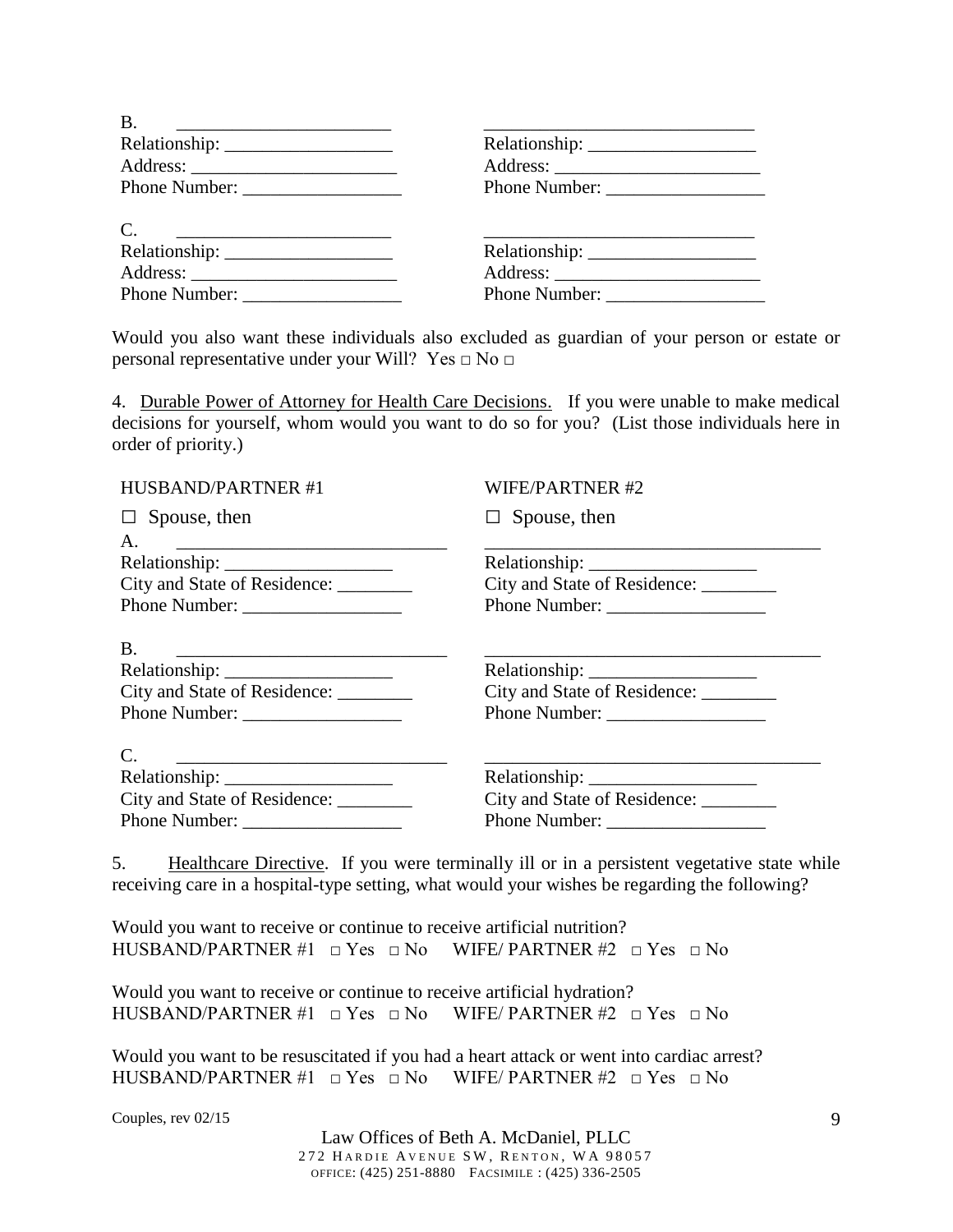| | |
|---|---|
| B. ______________________ | ____________________________ |
| Relationship: ________________ | Relationship: ________________ |
| Address: ____________________ | Address: ____________________ |
| Phone Number: _______________ | Phone Number: _______________ |
| C. ______________________ | ____________________________ |
| Relationship: ________________ | Relationship: ________________ |
| Address: ____________________ | Address: ____________________ |
| Phone Number: _______________ | Phone Number: _______________ |

Would you also want these individuals also excluded as guardian of your person or estate or personal representative under your Will? Yes □ No □

4. Durable Power of Attorney for Health Care Decisions. If you were unable to make medical decisions for yourself, whom would you want to do so for you? (List those individuals here in order of priority.)

| HUSBAND/PARTNER #1 | WIFE/PARTNER #2 |
|---|---|
| □ Spouse, then | □ Spouse, then |
| A. ____________________________ | ___________________________________ |
| Relationship: ________________ | Relationship: ________________ |
| City and State of Residence: ________ | City and State of Residence: ________ |
| Phone Number: _______________ | Phone Number: _______________ |
| B. ____________________________ | ___________________________________ |
| Relationship: ________________ | Relationship: ________________ |
| City and State of Residence: ________ | City and State of Residence: ________ |
| Phone Number: _______________ | Phone Number: _______________ |
| C. ____________________________ | ___________________________________ |
| Relationship: ________________ | Relationship: ________________ |
| City and State of Residence: ________ | City and State of Residence: ________ |
| Phone Number: _______________ | Phone Number: _______________ |

5. Healthcare Directive. If you were terminally ill or in a persistent vegetative state while receiving care in a hospital-type setting, what would your wishes be regarding the following?

Would you want to receive or continue to receive artificial nutrition?
HUSBAND/PARTNER #1 □ Yes □ No WIFE/ PARTNER #2 □ Yes □ No

Would you want to receive or continue to receive artificial hydration?
HUSBAND/PARTNER #1 □ Yes □ No WIFE/ PARTNER #2 □ Yes □ No

Would you want to be resuscitated if you had a heart attack or went into cardiac arrest?
HUSBAND/PARTNER #1 □ Yes □ No WIFE/ PARTNER #2 □ Yes □ No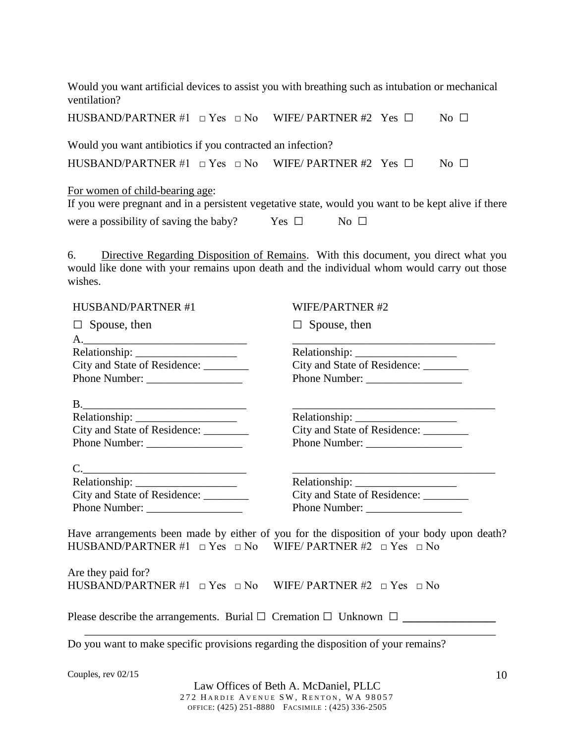Would you want artificial devices to assist you with breathing such as intubation or mechanical ventilation?

HUSBAND/PARTNER #1 □ Yes □ No WIFE/ PARTNER #2 Yes ☐ No ☐

Would you want antibiotics if you contracted an infection?

HUSBAND/PARTNER #1 □ Yes □ No WIFE/ PARTNER #2 Yes ☐ No ☐

For women of child-bearing age:

If you were pregnant and in a persistent vegetative state, would you want to be kept alive if there were a possibility of saving the baby? Yes ☐ No ☐

6. Directive Regarding Disposition of Remains. With this document, you direct what you would like done with your remains upon death and the individual whom would carry out those wishes.

| HUSBAND/PARTNER #1 | WIFE/PARTNER #2 |
|---|---|
| ☐ Spouse, then | ☐ Spouse, then |
| A.____________________________ | ____________________________________ |
| Relationship: __________________ | Relationship: __________________ |
| City and State of Residence: ________ | City and State of Residence: ________ |
| Phone Number: _________________ | Phone Number: _________________ |
| B.____________________________ | ____________________________________ |
| Relationship: __________________ | Relationship: __________________ |
| City and State of Residence: ________ | City and State of Residence: ________ |
| Phone Number: _________________ | Phone Number: _________________ |
| C.____________________________ | ____________________________________ |
| Relationship: __________________ | Relationship: __________________ |
| City and State of Residence: ________ | City and State of Residence: ________ |
| Phone Number: _________________ | Phone Number: _________________ |

Have arrangements been made by either of you for the disposition of your body upon death?
HUSBAND/PARTNER #1 □ Yes □ No WIFE/ PARTNER #2 □ Yes □ No

Are they paid for?
HUSBAND/PARTNER #1 □ Yes □ No WIFE/ PARTNER #2 □ Yes □ No

Please describe the arrangements. Burial ☐ Cremation ☐ Unknown ☐ ________________
__________________________________________________________________________

Do you want to make specific provisions regarding the disposition of your remains?

Couples, rev 02/15

Law Offices of Beth A. McDaniel, PLLC
272 Hardie Avenue SW, Renton, WA 98057
OFFICE: (425) 251-8880 FACSIMILE : (425) 336-2505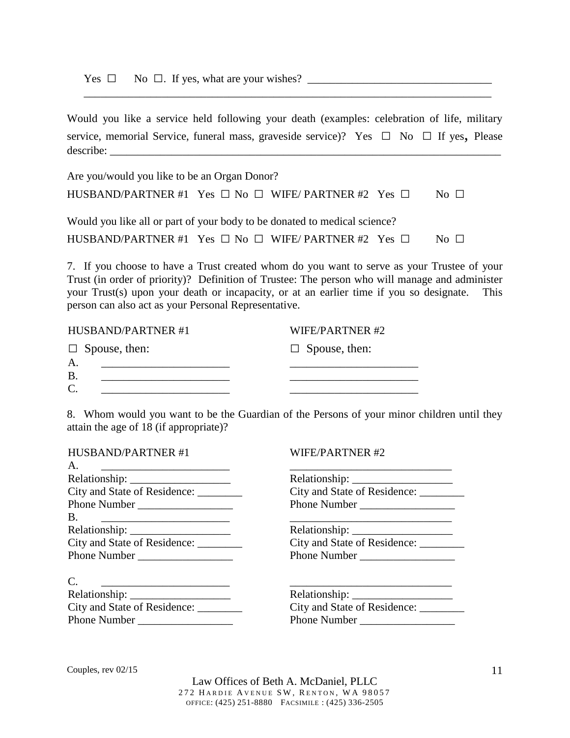Yes ☐ No ☐. If yes, what are your wishes? _________________________________
___________________________________________________________________________

Would you like a service held following your death (examples: celebration of life, military service, memorial Service, funeral mass, graveside service)? Yes ☐ No ☐ If yes, Please describe: ___________________________________________________________________________

Are you/would you like to be an Organ Donor?

HUSBAND/PARTNER #1 Yes ☐ No ☐ WIFE/ PARTNER #2 Yes ☐ No ☐

Would you like all or part of your body to be donated to medical science?

HUSBAND/PARTNER #1 Yes ☐ No ☐ WIFE/ PARTNER #2 Yes ☐ No ☐

7. If you choose to have a Trust created whom do you want to serve as your Trustee of your Trust (in order of priority)? Definition of Trustee: The person who will manage and administer your Trust(s) upon your death or incapacity, or at an earlier time if you so designate. This person can also act as your Personal Representative.

| HUSBAND/PARTNER #1 | WIFE/PARTNER #2 |
|---|---|
| ☐ Spouse, then: | ☐ Spouse, then: |
| A. _______________________ | _______________________ |
| B. _______________________ | _______________________ |
| C. _______________________ | _______________________ |

8. Whom would you want to be the Guardian of the Persons of your minor children until they attain the age of 18 (if appropriate)?

| HUSBAND/PARTNER #1 | WIFE/PARTNER #2 |
|---|---|
| A. _______________________ | _____________________________ |
| Relationship: __________________ | Relationship: __________________ |
| City and State of Residence: ________ | City and State of Residence: ________ |
| Phone Number _________________ | Phone Number _________________ |
| B. _______________________ | _____________________________ |
| Relationship: __________________ | Relationship: __________________ |
| City and State of Residence: ________ | City and State of Residence: ________ |
| Phone Number _________________ | Phone Number _________________ |
| C. _______________________ | _____________________________ |
| Relationship: __________________ | Relationship: __________________ |
| City and State of Residence: ________ | City and State of Residence: ________ |
| Phone Number _________________ | Phone Number _________________ |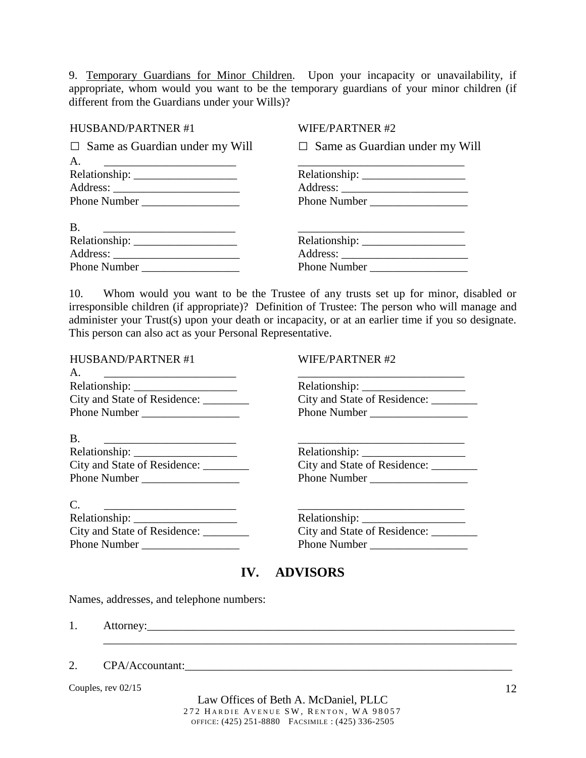9. <u>Temporary Guardians for Minor Children</u>. Upon your incapacity or unavailability, if appropriate, whom would you want to be the temporary guardians of your minor children (if different from the Guardians under your Wills)?

| HUSBAND/PARTNER #1 | WIFE/PARTNER #2 |
|---|---|
| ☐ Same as Guardian under my Will | ☐ Same as Guardian under my Will |
| A. ________________________ | ______________________________ |
| Relationship: __________________ | Relationship: __________________ |
| Address: ______________________ | Address: ______________________ |
| Phone Number _________________ | Phone Number _________________ |
| B. ________________________ | ______________________________ |
| Relationship: __________________ | Relationship: __________________ |
| Address: ______________________ | Address: ______________________ |
| Phone Number _________________ | Phone Number _________________ |

10. Whom would you want to be the Trustee of any trusts set up for minor, disabled or irresponsible children (if appropriate)? Definition of Trustee: The person who will manage and administer your Trust(s) upon your death or incapacity, or at an earlier time if you so designate. This person can also act as your Personal Representative.

| HUSBAND/PARTNER #1 | WIFE/PARTNER #2 |
|---|---|
| A. ________________________ | ______________________________ |
| Relationship: __________________ | Relationship: __________________ |
| City and State of Residence: ________ | City and State of Residence: ________ |
| Phone Number _________________ | Phone Number _________________ |
| B. ________________________ | ______________________________ |
| Relationship: __________________ | Relationship: __________________ |
| City and State of Residence: ________ | City and State of Residence: ________ |
| Phone Number _________________ | Phone Number _________________ |
| C. ________________________ | ______________________________ |
| Relationship: __________________ | Relationship: __________________ |
| City and State of Residence: ________ | City and State of Residence: ________ |
| Phone Number _________________ | Phone Number _________________ |

## IV. ADVISORS

Names, addresses, and telephone numbers:

1. Attorney:_____________________________________________________________________
_______________________________________________________________________

2. CPA/Accountant:______________________________________________________________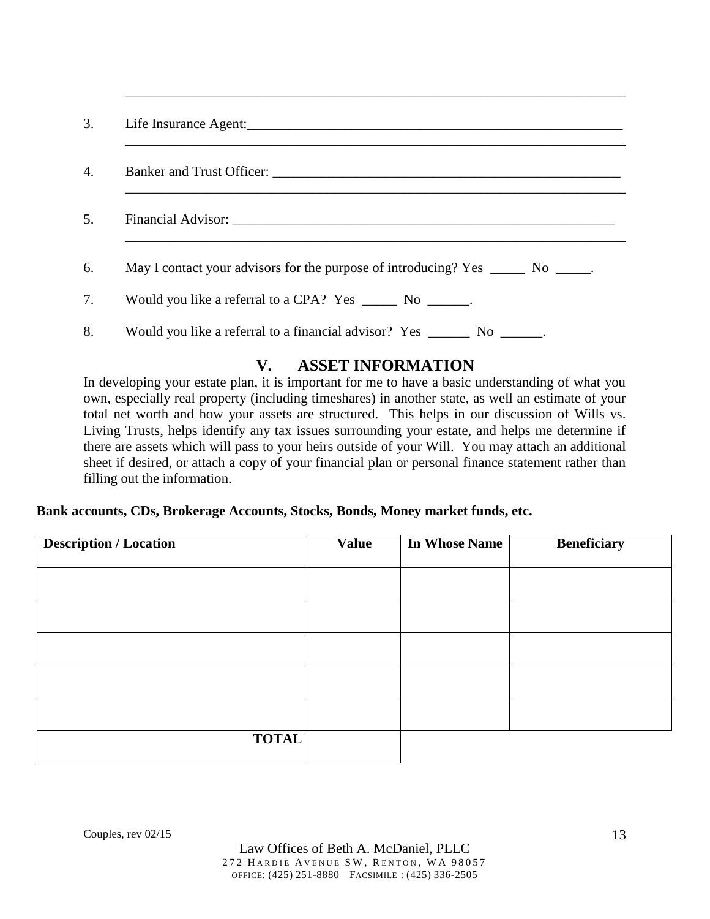\_\_\_\_\_\_\_\_\_\_\_\_\_\_\_\_\_\_\_\_\_\_\_\_\_\_\_\_\_\_\_\_\_\_\_\_\_\_\_\_\_\_\_\_\_\_\_\_\_\_\_\_\_\_\_\_\_\_\_\_\_\_\_\_\_\_\_\_\_\_\_\_

3. Life Insurance Agent:\_\_\_\_\_\_\_\_\_\_\_\_\_\_\_\_\_\_\_\_\_\_\_\_\_\_\_\_\_\_\_\_\_\_\_\_\_\_\_\_\_\_\_\_\_\_\_\_\_\_\_\_\_\_\_
   \_\_\_\_\_\_\_\_\_\_\_\_\_\_\_\_\_\_\_\_\_\_\_\_\_\_\_\_\_\_\_\_\_\_\_\_\_\_\_\_\_\_\_\_\_\_\_\_\_\_\_\_\_\_\_\_\_\_\_\_\_\_\_\_\_\_\_\_\_\_\_\_

4. Banker and Trust Officer: \_\_\_\_\_\_\_\_\_\_\_\_\_\_\_\_\_\_\_\_\_\_\_\_\_\_\_\_\_\_\_\_\_\_\_\_\_\_\_\_\_\_\_\_\_\_\_\_\_\_\_
   \_\_\_\_\_\_\_\_\_\_\_\_\_\_\_\_\_\_\_\_\_\_\_\_\_\_\_\_\_\_\_\_\_\_\_\_\_\_\_\_\_\_\_\_\_\_\_\_\_\_\_\_\_\_\_\_\_\_\_\_\_\_\_\_\_\_\_\_\_\_\_\_

5. Financial Advisor: \_\_\_\_\_\_\_\_\_\_\_\_\_\_\_\_\_\_\_\_\_\_\_\_\_\_\_\_\_\_\_\_\_\_\_\_\_\_\_\_\_\_\_\_\_\_\_\_\_\_\_\_\_\_\_\_\_
   \_\_\_\_\_\_\_\_\_\_\_\_\_\_\_\_\_\_\_\_\_\_\_\_\_\_\_\_\_\_\_\_\_\_\_\_\_\_\_\_\_\_\_\_\_\_\_\_\_\_\_\_\_\_\_\_\_\_\_\_\_\_\_\_\_\_\_\_\_\_\_\_

6. May I contact your advisors for the purpose of introducing? Yes \_\_\_\_\_ No \_\_\_\_\_.

7. Would you like a referral to a CPA? Yes \_\_\_\_\_ No \_\_\_\_\_\_.

8. Would you like a referral to a financial advisor? Yes \_\_\_\_\_\_ No \_\_\_\_\_\_.

## V. ASSET INFORMATION

In developing your estate plan, it is important for me to have a basic understanding of what you own, especially real property (including timeshares) in another state, as well as an estimate of your total net worth and how your assets are structured. This helps in our discussion of Wills vs. Living Trusts, helps identify any tax issues surrounding your estate, and helps me determine if there are assets which will pass to your heirs outside of your Will. You may attach an additional sheet if desired, or attach a copy of your financial plan or personal finance statement rather than filling out the information.

**Bank accounts, CDs, Brokerage Accounts, Stocks, Bonds, Money market funds, etc.**

| Description / Location | Value | In Whose Name | Beneficiary |
|---|---|---|---|
| | | | |
| | | | |
| | | | |
| | | | |
| | | | |
| **TOTAL** | | | |

Couples, rev 02/15

Law Offices of Beth A. McDaniel, PLLC
272 Hardie Avenue SW, Renton, WA 98057
Office: (425) 251-8880 Facsimile : (425) 336-2505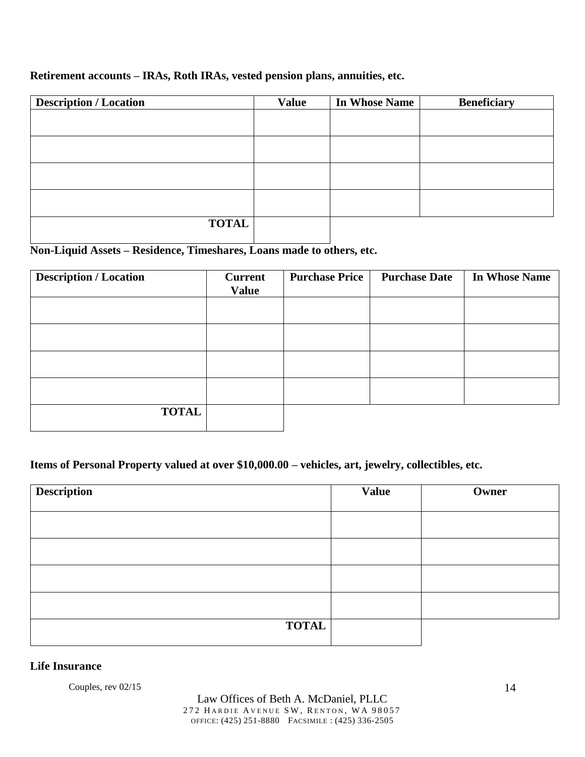**Retirement accounts – IRAs, Roth IRAs, vested pension plans, annuities, etc.**

| Description / Location | Value | In Whose Name | Beneficiary |
|---|---|---|---|
| | | | |
| | | | |
| | | | |
| | | | |
| **TOTAL** | | | |

**Non-Liquid Assets – Residence, Timeshares, Loans made to others, etc.**

| Description / Location | Current Value | Purchase Price | Purchase Date | In Whose Name |
|---|---|---|---|---|
| | | | | |
| | | | | |
| | | | | |
| | | | | |
| **TOTAL** | | | | |

**Items of Personal Property valued at over $10,000.00 – vehicles, art, jewelry, collectibles, etc.**

| Description | Value | Owner |
|---|---|---|
| | | |
| | | |
| | | |
| | | |
| **TOTAL** | | |

**Life Insurance**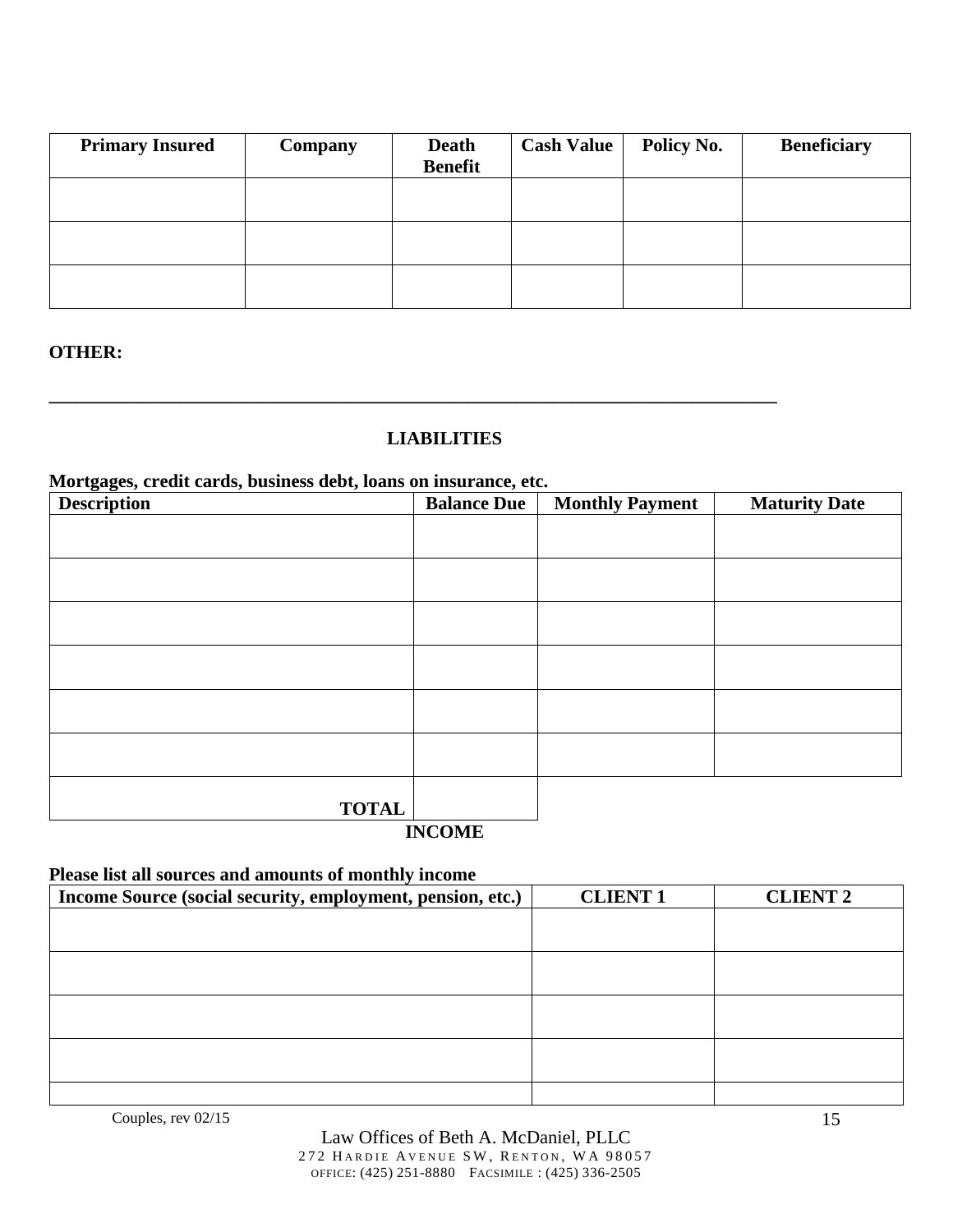| Primary Insured | Company | Death Benefit | Cash Value | Policy No. | Beneficiary |
|---|---|---|---|---|---|
| | | | | | |
| | | | | | |
| | | | | | |

**OTHER:**

______________________________________________________________________________

## LIABILITIES

**Mortgages, credit cards, business debt, loans on insurance, etc.**

| Description | Balance Due | Monthly Payment | Maturity Date |
|---|---|---|---|
| | | | |
| | | | |
| | | | |
| | | | |
| | | | |
| | | | |
| **TOTAL** | | | |

## INCOME

**Please list all sources and amounts of monthly income**

| Income Source (social security, employment, pension, etc.) | CLIENT 1 | CLIENT 2 |
|---|---|---|
| | | |
| | | |
| | | |
| | | |
| | | |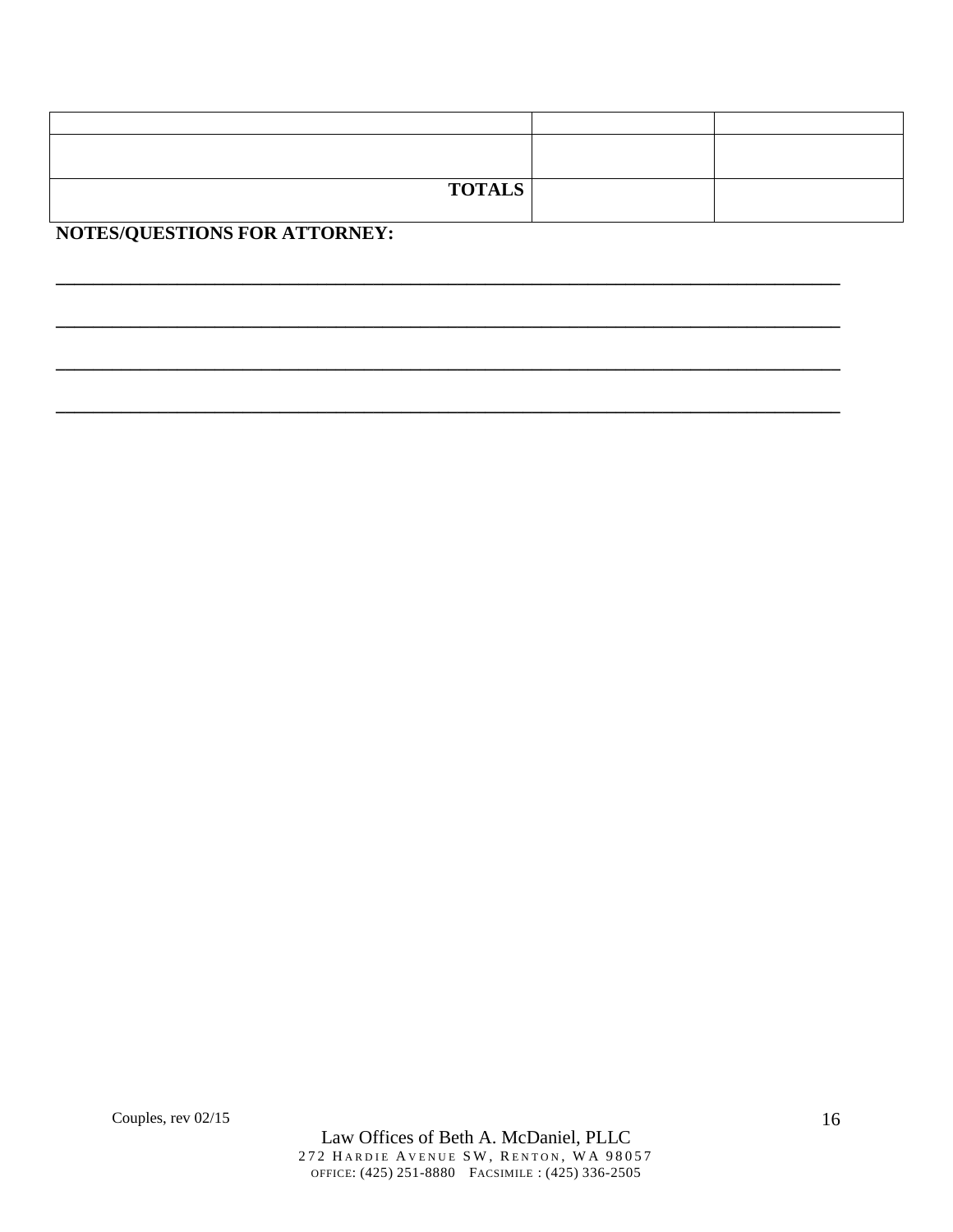| | | |
|---|---|---|
| | | |
| | | |
| **TOTALS** | | |

**NOTES/QUESTIONS FOR ATTORNEY:**

___________________________________________________________________________

___________________________________________________________________________

___________________________________________________________________________

___________________________________________________________________________